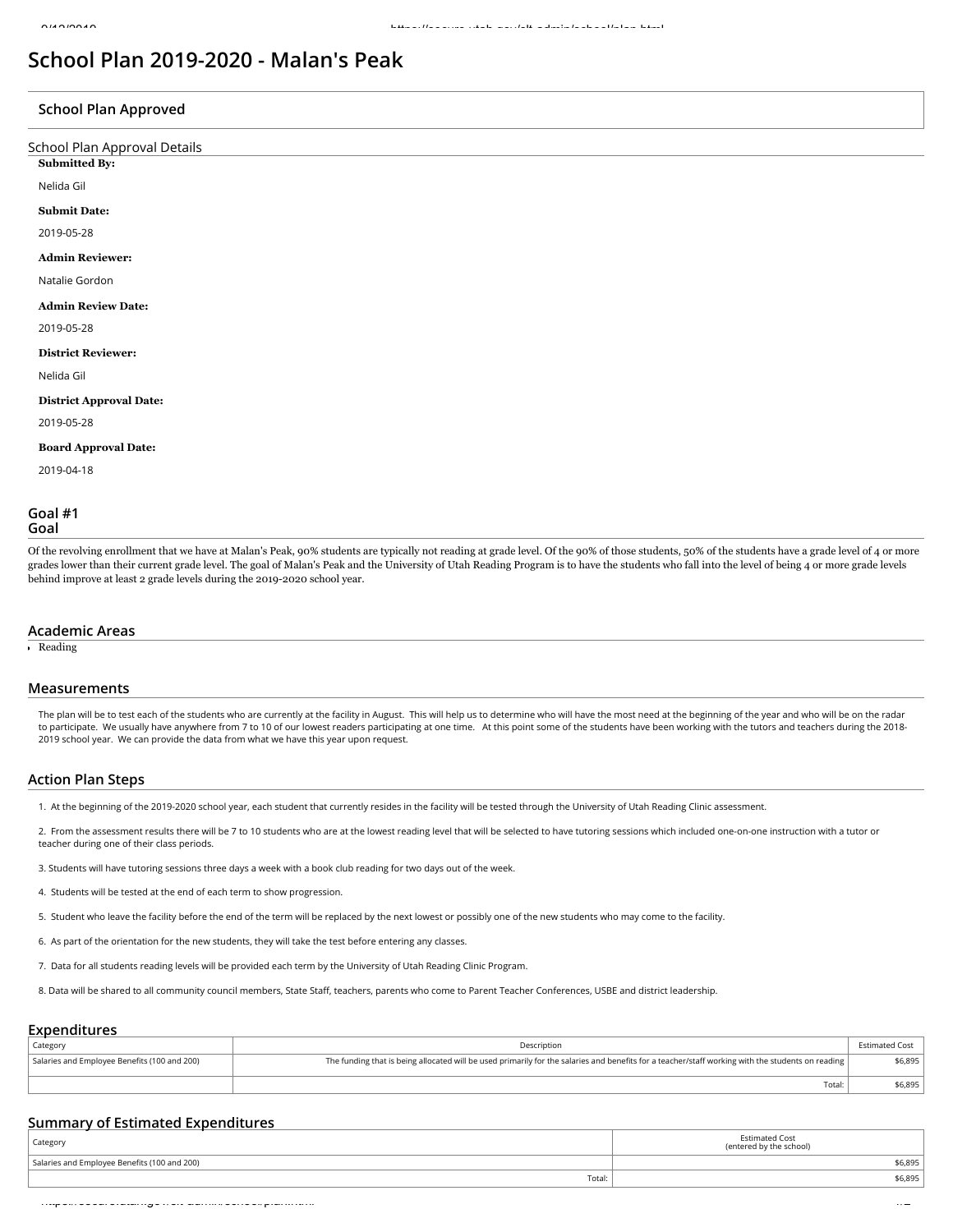# School Plan 2019-2020 - Malan's Peak

## School Plan Approved

School Plan Approval Details

**Submitted By:**

Nelida Gil

**Submit Date:**

2019-05-28

**Admin Reviewer:**

Natalie Gordon

**Admin Review Date:**

2019-05-28

**District Reviewer:**

Nelida Gil

**District Approval Date:**

2019-05-28

**Board Approval Date:**

2019-04-18

## Goal #1
### Goal

Of the revolving enrollment that we have at Malan's Peak, 90% students are typically not reading at grade level. Of the 90% of those students, 50% of the students have a grade level of 4 or more grades lower than their current grade level. The goal of Malan's Peak and the University of Utah Reading Program is to have the students who fall into the level of being 4 or more grade levels behind improve at least 2 grade levels during the 2019-2020 school year.

### Academic Areas

- Reading

### Measurements

The plan will be to test each of the students who are currently at the facility in August. This will help us to determine who will have the most need at the beginning of the year and who will be on the radar to participate. We usually have anywhere from 7 to 10 of our lowest readers participating at one time. At this point some of the students have been working with the tutors and teachers during the 2018-2019 school year. We can provide the data from what we have this year upon request.

### Action Plan Steps

1. At the beginning of the 2019-2020 school year, each student that currently resides in the facility will be tested through the University of Utah Reading Clinic assessment.

2. From the assessment results there will be 7 to 10 students who are at the lowest reading level that will be selected to have tutoring sessions which included one-on-one instruction with a tutor or teacher during one of their class periods.

3. Students will have tutoring sessions three days a week with a book club reading for two days out of the week.

4. Students will be tested at the end of each term to show progression.

5. Student who leave the facility before the end of the term will be replaced by the next lowest or possibly one of the new students who may come to the facility.

6. As part of the orientation for the new students, they will take the test before entering any classes.

7. Data for all students reading levels will be provided each term by the University of Utah Reading Clinic Program.

8. Data will be shared to all community council members, State Staff, teachers, parents who come to Parent Teacher Conferences, USBE and district leadership.

### Expenditures

| Category | Description | Estimated Cost |
|---|---|---|
| Salaries and Employee Benefits (100 and 200) | The funding that is being allocated will be used primarily for the salaries and benefits for a teacher/staff working with the students on reading | $6,895 |
| | Total: | $6,895 |

### Summary of Estimated Expenditures

| Category | Estimated Cost (entered by the school) |
|---|---|
| Salaries and Employee Benefits (100 and 200) | $6,895 |
| Total: | $6,895 |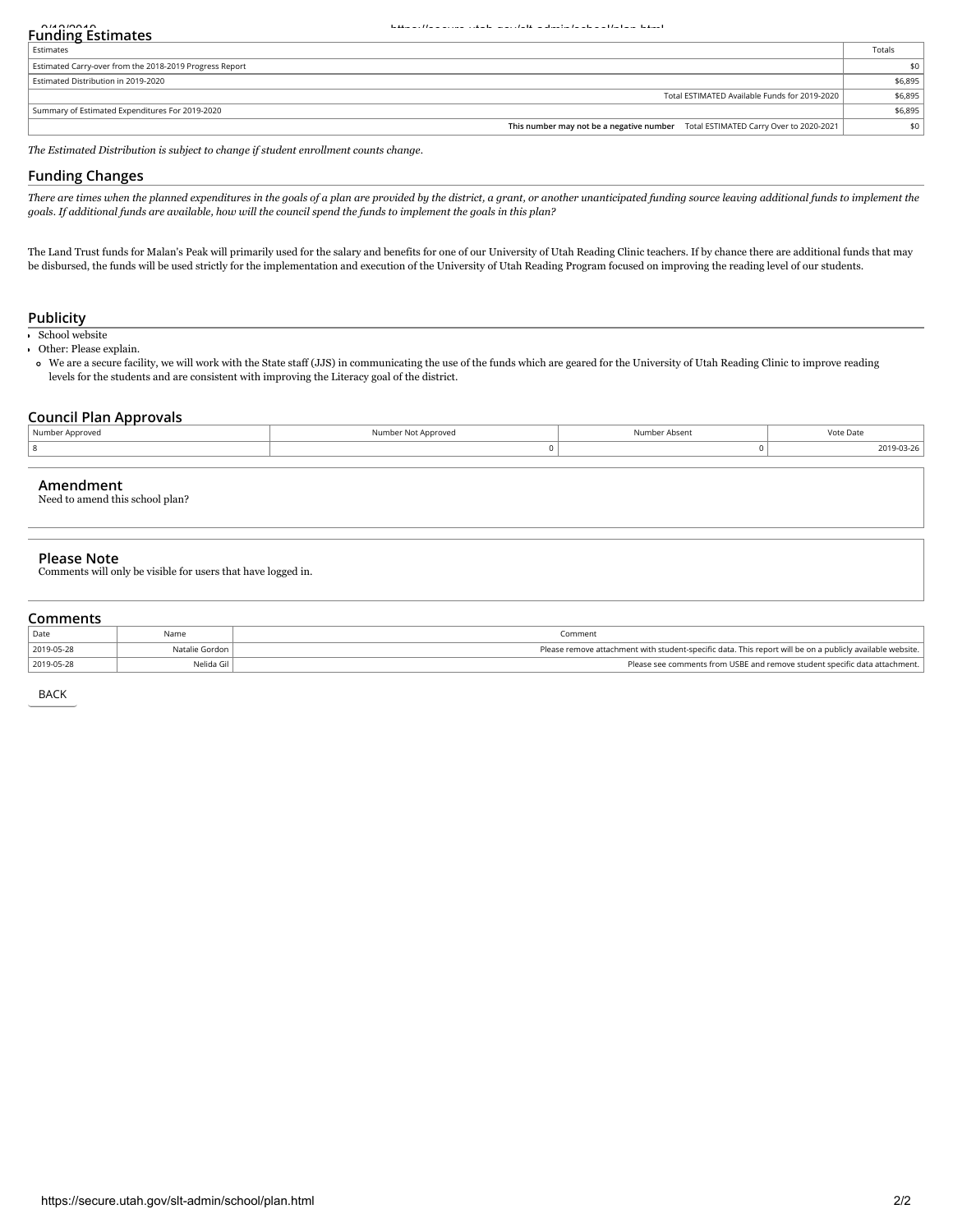## Funding Estimates

| Estimates | Totals |
|---|---|
| Estimated Carry-over from the 2018-2019 Progress Report | $0 |
| Estimated Distribution in 2019-2020 | $6,895 |
| Total ESTIMATED Available Funds for 2019-2020 | $6,895 |
| Summary of Estimated Expenditures For 2019-2020 | $6,895 |
| **This number may not be a negative number** Total ESTIMATED Carry Over to 2020-2021 | $0 |

*The Estimated Distribution is subject to change if student enrollment counts change.*

## Funding Changes

*There are times when the planned expenditures in the goals of a plan are provided by the district, a grant, or another unanticipated funding source leaving additional funds to implement the goals. If additional funds are available, how will the council spend the funds to implement the goals in this plan?*

The Land Trust funds for Malan's Peak will primarily used for the salary and benefits for one of our University of Utah Reading Clinic teachers. If by chance there are additional funds that may be disbursed, the funds will be used strictly for the implementation and execution of the University of Utah Reading Program focused on improving the reading level of our students.

## Publicity

- School website
- Other: Please explain.
  - We are a secure facility, we will work with the State staff (JJS) in communicating the use of the funds which are geared for the University of Utah Reading Clinic to improve reading levels for the students and are consistent with improving the Literacy goal of the district.

## Council Plan Approvals

| Number Approved | Number Not Approved | Number Absent | Vote Date |
|---|---|---|---|
| 8 | 0 | 0 | 2019-03-26 |

## Amendment

Need to amend this school plan?

## Please Note

Comments will only be visible for users that have logged in.

## Comments

| Date | Name | Comment |
|---|---|---|
| 2019-05-28 | Natalie Gordon | Please remove attachment with student-specific data. This report will be on a publicly available website. |
| 2019-05-28 | Nelida Gil | Please see comments from USBE and remove student specific data attachment. |

BACK